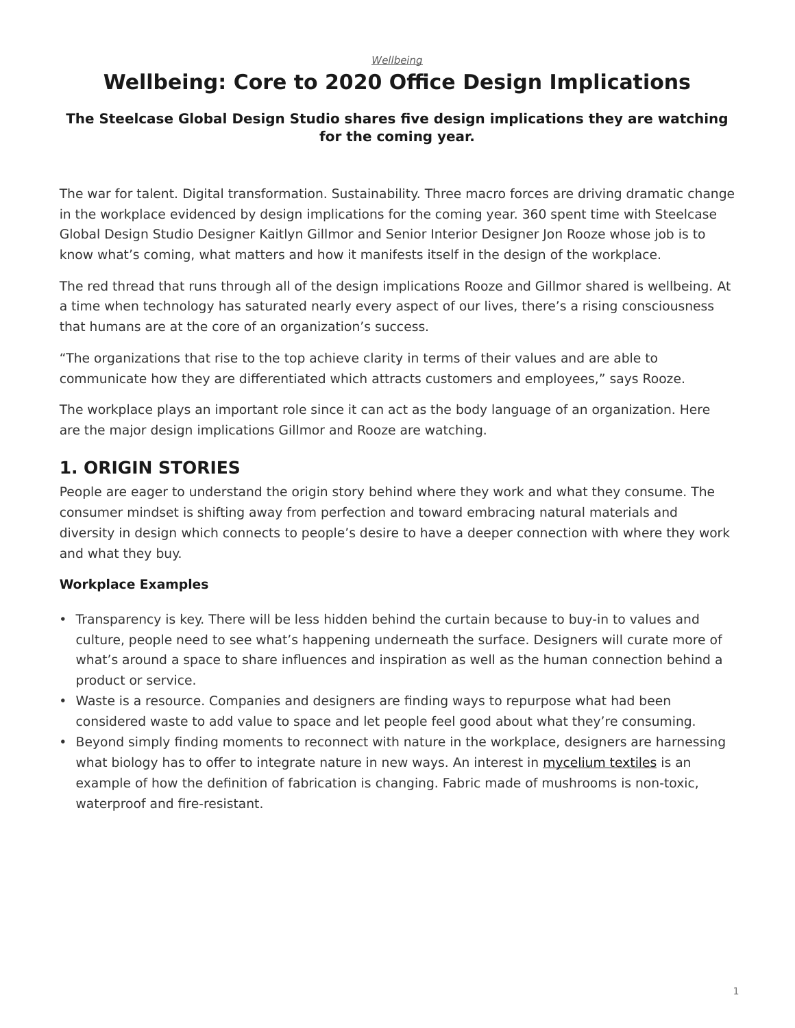*Wellbeing*

# Wellbeing: Core to 2020 Office Design Implications

### The Steelcase Global Design Studio shares five design implications they are watching for the coming year.

The war for talent. Digital transformation. Sustainability. Three macro forces are driving dramatic change in the workplace evidenced by design implications for the coming year. 360 spent time with Steelcase Global Design Studio Designer Kaitlyn Gillmor and Senior Interior Designer Jon Rooze whose job is to know what's coming, what matters and how it manifests itself in the design of the workplace.

The red thread that runs through all of the design implications Rooze and Gillmor shared is wellbeing. At a time when technology has saturated nearly every aspect of our lives, there's a rising consciousness that humans are at the core of an organization's success.

"The organizations that rise to the top achieve clarity in terms of their values and are able to communicate how they are differentiated which attracts customers and employees," says Rooze.

The workplace plays an important role since it can act as the body language of an organization. Here are the major design implications Gillmor and Rooze are watching.

## 1. ORIGIN STORIES

People are eager to understand the origin story behind where they work and what they consume. The consumer mindset is shifting away from perfection and toward embracing natural materials and diversity in design which connects to people's desire to have a deeper connection with where they work and what they buy.

**Workplace Examples**

- Transparency is key. There will be less hidden behind the curtain because to buy-in to values and culture, people need to see what's happening underneath the surface. Designers will curate more of what's around a space to share influences and inspiration as well as the human connection behind a product or service.
- Waste is a resource. Companies and designers are finding ways to repurpose what had been considered waste to add value to space and let people feel good about what they're consuming.
- Beyond simply finding moments to reconnect with nature in the workplace, designers are harnessing what biology has to offer to integrate nature in new ways. An interest in mycelium textiles is an example of how the definition of fabrication is changing. Fabric made of mushrooms is non-toxic, waterproof and fire-resistant.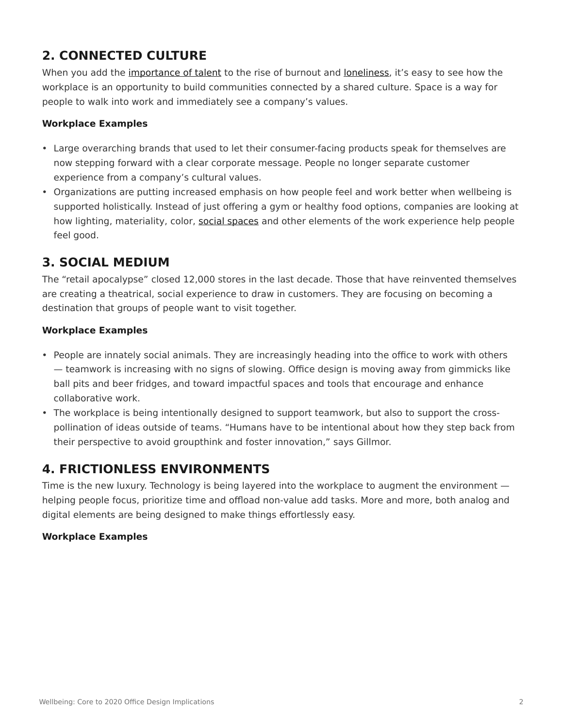## 2. CONNECTED CULTURE

When you add the importance of talent to the rise of burnout and loneliness, it's easy to see how the workplace is an opportunity to build communities connected by a shared culture. Space is a way for people to walk into work and immediately see a company's values.

**Workplace Examples**

- Large overarching brands that used to let their consumer-facing products speak for themselves are now stepping forward with a clear corporate message. People no longer separate customer experience from a company's cultural values.
- Organizations are putting increased emphasis on how people feel and work better when wellbeing is supported holistically. Instead of just offering a gym or healthy food options, companies are looking at how lighting, materiality, color, social spaces and other elements of the work experience help people feel good.

## 3. SOCIAL MEDIUM

The "retail apocalypse" closed 12,000 stores in the last decade. Those that have reinvented themselves are creating a theatrical, social experience to draw in customers. They are focusing on becoming a destination that groups of people want to visit together.

**Workplace Examples**

- People are innately social animals. They are increasingly heading into the office to work with others — teamwork is increasing with no signs of slowing. Office design is moving away from gimmicks like ball pits and beer fridges, and toward impactful spaces and tools that encourage and enhance collaborative work.
- The workplace is being intentionally designed to support teamwork, but also to support the cross-pollination of ideas outside of teams. "Humans have to be intentional about how they step back from their perspective to avoid groupthink and foster innovation," says Gillmor.

## 4. FRICTIONLESS ENVIRONMENTS

Time is the new luxury. Technology is being layered into the workplace to augment the environment — helping people focus, prioritize time and offload non-value add tasks. More and more, both analog and digital elements are being designed to make things effortlessly easy.

**Workplace Examples**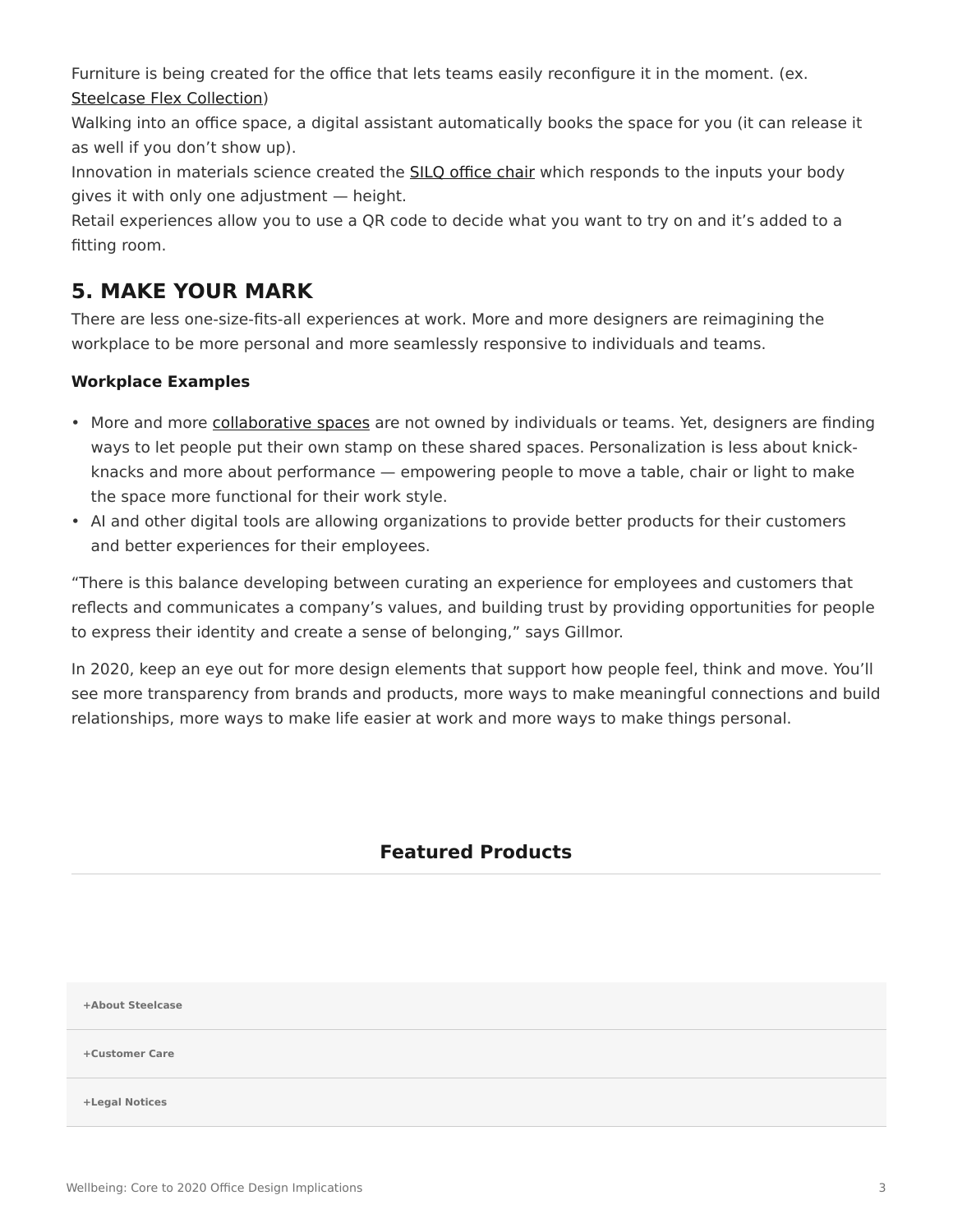Furniture is being created for the office that lets teams easily reconfigure it in the moment. (ex. Steelcase Flex Collection)

Walking into an office space, a digital assistant automatically books the space for you (it can release it as well if you don't show up).

Innovation in materials science created the SILQ office chair which responds to the inputs your body gives it with only one adjustment — height.

Retail experiences allow you to use a QR code to decide what you want to try on and it's added to a fitting room.

## 5. MAKE YOUR MARK

There are less one-size-fits-all experiences at work. More and more designers are reimagining the workplace to be more personal and more seamlessly responsive to individuals and teams.

**Workplace Examples**

- More and more collaborative spaces are not owned by individuals or teams. Yet, designers are finding ways to let people put their own stamp on these shared spaces. Personalization is less about knick-knacks and more about performance — empowering people to move a table, chair or light to make the space more functional for their work style.
- AI and other digital tools are allowing organizations to provide better products for their customers and better experiences for their employees.

"There is this balance developing between curating an experience for employees and customers that reflects and communicates a company's values, and building trust by providing opportunities for people to express their identity and create a sense of belonging," says Gillmor.

In 2020, keep an eye out for more design elements that support how people feel, think and move. You'll see more transparency from brands and products, more ways to make meaningful connections and build relationships, more ways to make life easier at work and more ways to make things personal.

### Featured Products

+About Steelcase

+Customer Care

+Legal Notices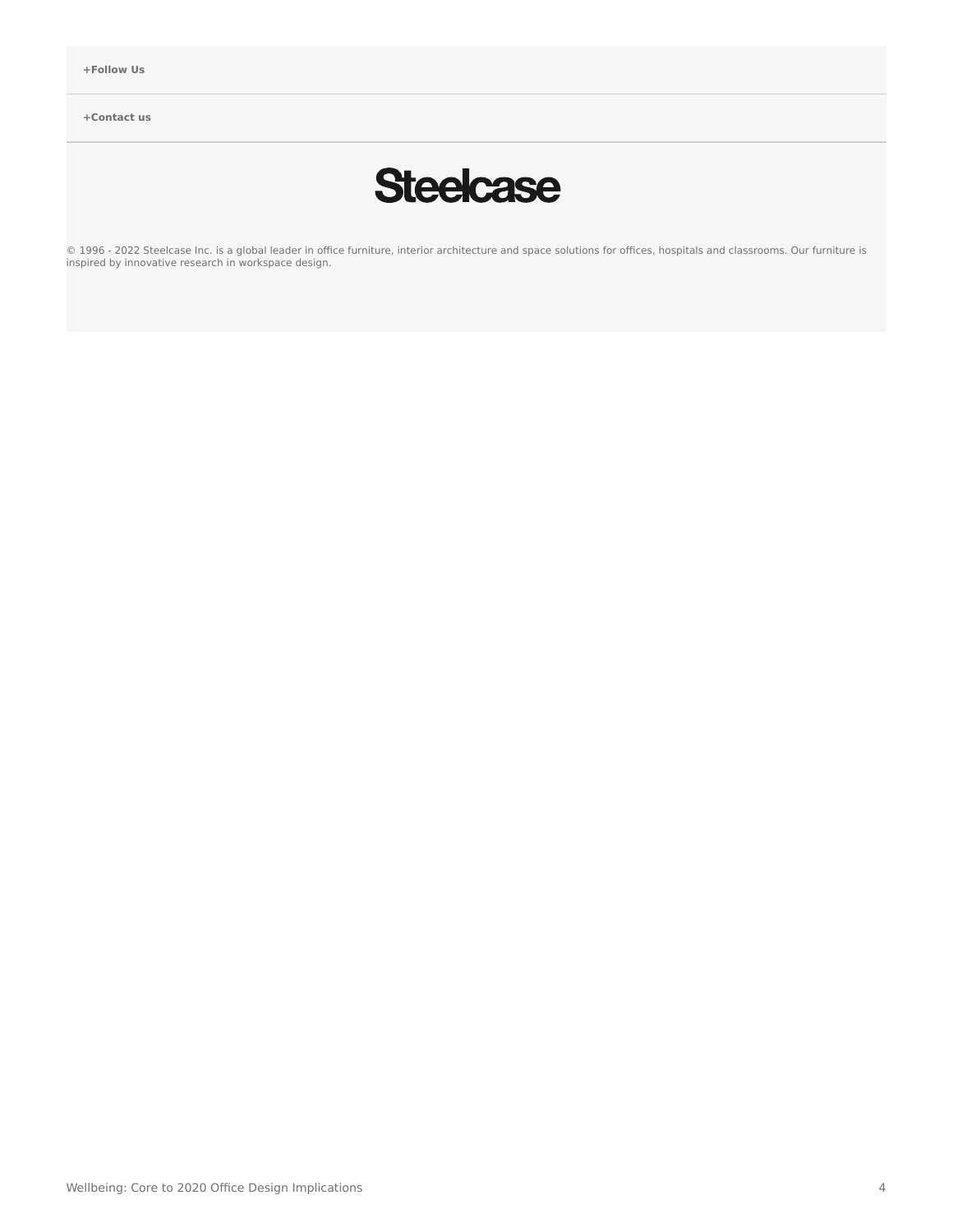**+Follow Us**

**+Contact us**

Steelcase

© 1996 - 2022 Steelcase Inc. is a global leader in office furniture, interior architecture and space solutions for offices, hospitals and classrooms. Our furniture is inspired by innovative research in workspace design.